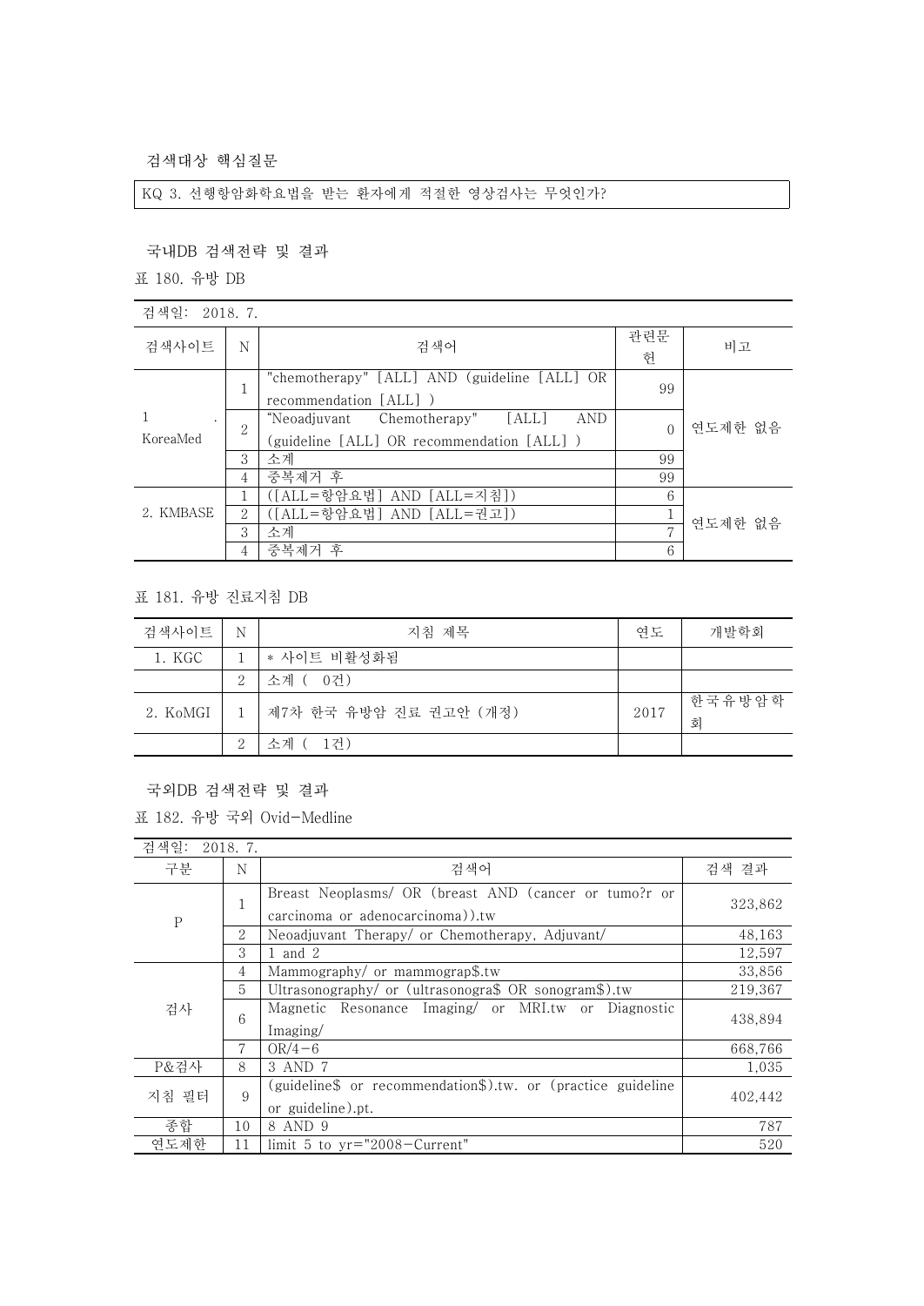### 검색대상 핵심질문

KQ 3. 선행항암화학요법을 받는 환자에게 적절한 영상검사는 무엇인가?

### 국내DB 검색전략 및 결과

표 180. 유방 DB

검색일: 2018. 7.

| 검색사이트 | N | 검색어 | 관련문헌 | 비고 |
|---|---|---|---|---|
| 1. KoreaMed | 1 | "chemotherapy" [ALL] AND (guideline [ALL] OR recommendation [ALL] ) | 99 | 연도제한 없음 |
| | 2 | "Neoadjuvant Chemotherapy" [ALL] AND (guideline [ALL] OR recommendation [ALL] ) | 0 | |
| | 3 | 소계 | 99 | |
| | 4 | 중복제거 후 | 99 | |
| 2. KMBASE | 1 | ([ALL=항암요법] AND [ALL=지침]) | 6 | 연도제한 없음 |
| | 2 | ([ALL=항암요법] AND [ALL=권고]) | 1 | |
| | 3 | 소계 | 7 | |
| | 4 | 중복제거 후 | 6 | |

표 181. 유방 진료지침 DB

| 검색사이트 | N | 지침 제목 | 연도 | 개발학회 |
|---|---|---|---|---|
| 1. KGC | 1 | * 사이트 비활성화됨 | | |
| | 2 | 소계 ( 0건) | | |
| 2. KoMGI | 1 | 제7차 한국 유방암 진료 권고안 (개정) | 2017 | 한국유방암학회 |
| | 2 | 소계 ( 1건) | | |

### 국외DB 검색전략 및 결과

표 182. 유방 국외 Ovid-Medline

검색일: 2018. 7.

| 구분 | N | 검색어 | 검색 결과 |
|---|---|---|---|
| P | 1 | Breast Neoplasms/ OR (breast AND (cancer or tumo?r or carcinoma or adenocarcinoma)).tw | 323,862 |
| | 2 | Neoadjuvant Therapy/ or Chemotherapy, Adjuvant/ | 48,163 |
| | 3 | 1 and 2 | 12,597 |
| 검사 | 4 | Mammography/ or mammograp$.tw | 33,856 |
| | 5 | Ultrasonography/ or (ultrasonogra$ OR sonogram$).tw | 219,367 |
| | 6 | Magnetic Resonance Imaging/ or MRI.tw or Diagnostic Imaging/ | 438,894 |
| | 7 | OR/4-6 | 668,766 |
| P&검사 | 8 | 3 AND 7 | 1,035 |
| 지침 필터 | 9 | (guideline$ or recommendation$).tw. or (practice guideline or guideline).pt. | 402,442 |
| 종합 | 10 | 8 AND 9 | 787 |
| 연도제한 | 11 | limit 5 to yr="2008-Current" | 520 |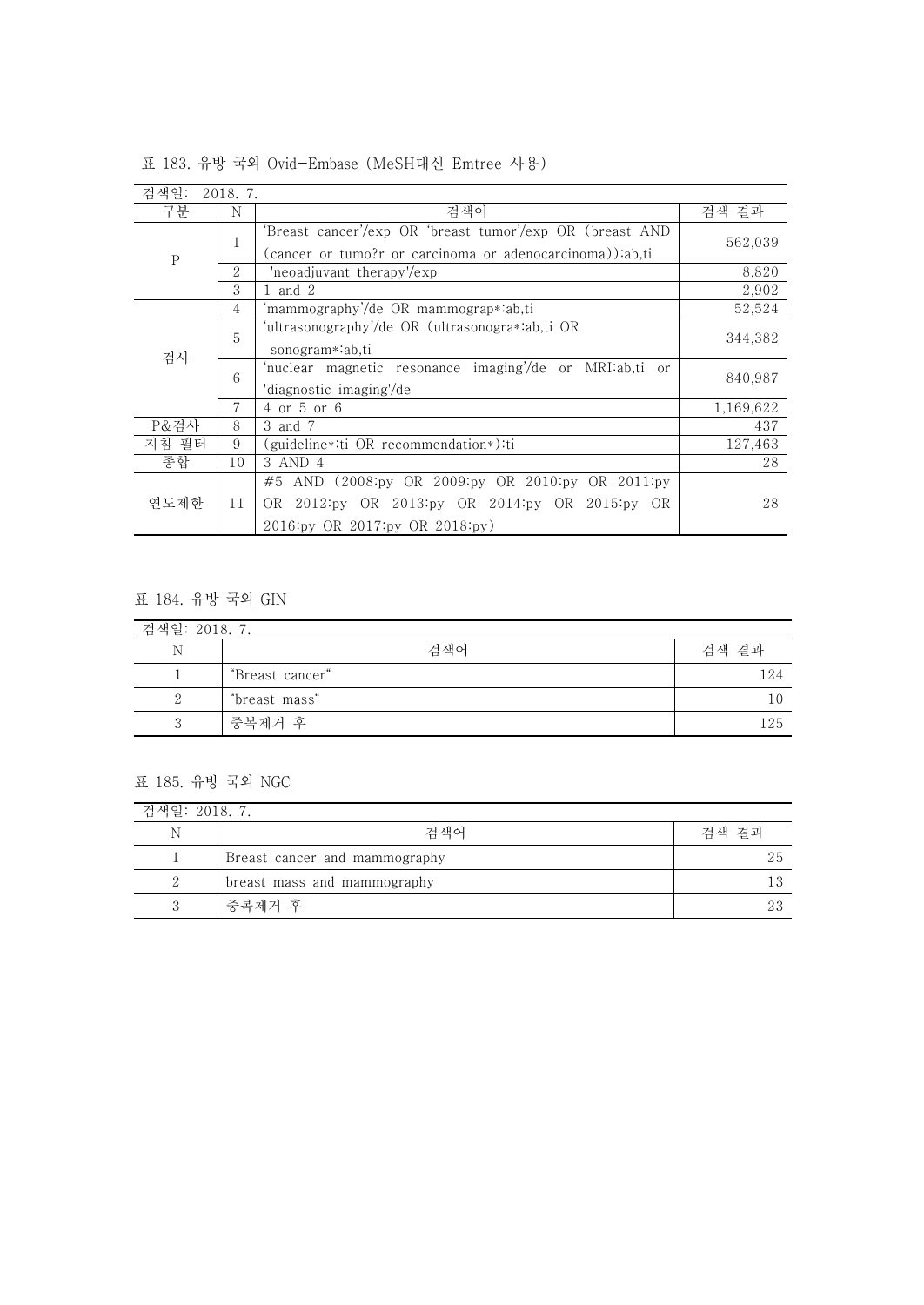표 183. 유방 국외 Ovid-Embase (MeSH대신 Emtree 사용)

| 검색일: 2018. 7. | | | |
|---|---|---|---|
| 구분 | N | 검색어 | 검색 결과 |
| P | 1 | 'Breast cancer'/exp OR 'breast tumor'/exp OR (breast AND (cancer or tumo?r or carcinoma or adenocarcinoma)):ab,ti | 562,039 |
| | 2 | 'neoadjuvant therapy'/exp | 8,820 |
| | 3 | 1 and 2 | 2,902 |
| 검사 | 4 | 'mammography'/de OR mammograp*:ab,ti | 52,524 |
| | 5 | 'ultrasonography'/de OR (ultrasonogra*:ab,ti OR sonogram*:ab,ti | 344,382 |
| | 6 | 'nuclear magnetic resonance imaging'/de or MRI:ab,ti or 'diagnostic imaging'/de | 840,987 |
| | 7 | 4 or 5 or 6 | 1,169,622 |
| P&검사 | 8 | 3 and 7 | 437 |
| 지침 필터 | 9 | (guideline*:ti OR recommendation*):ti | 127,463 |
| 종합 | 10 | 3 AND 4 | 28 |
| 연도제한 | 11 | #5 AND (2008:py OR 2009:py OR 2010:py OR 2011:py OR 2012:py OR 2013:py OR 2014:py OR 2015:py OR 2016:py OR 2017:py OR 2018:py) | 28 |

표 184. 유방 국외 GIN

| 검색일: 2018. 7. | | |
|---|---|---|
| N | 검색어 | 검색 결과 |
| 1 | "Breast cancer" | 124 |
| 2 | "breast mass" | 10 |
| 3 | 중복제거 후 | 125 |

표 185. 유방 국외 NGC

| 검색일: 2018. 7. | | |
|---|---|---|
| N | 검색어 | 검색 결과 |
| 1 | Breast cancer and mammography | 25 |
| 2 | breast mass and mammography | 13 |
| 3 | 중복제거 후 | 23 |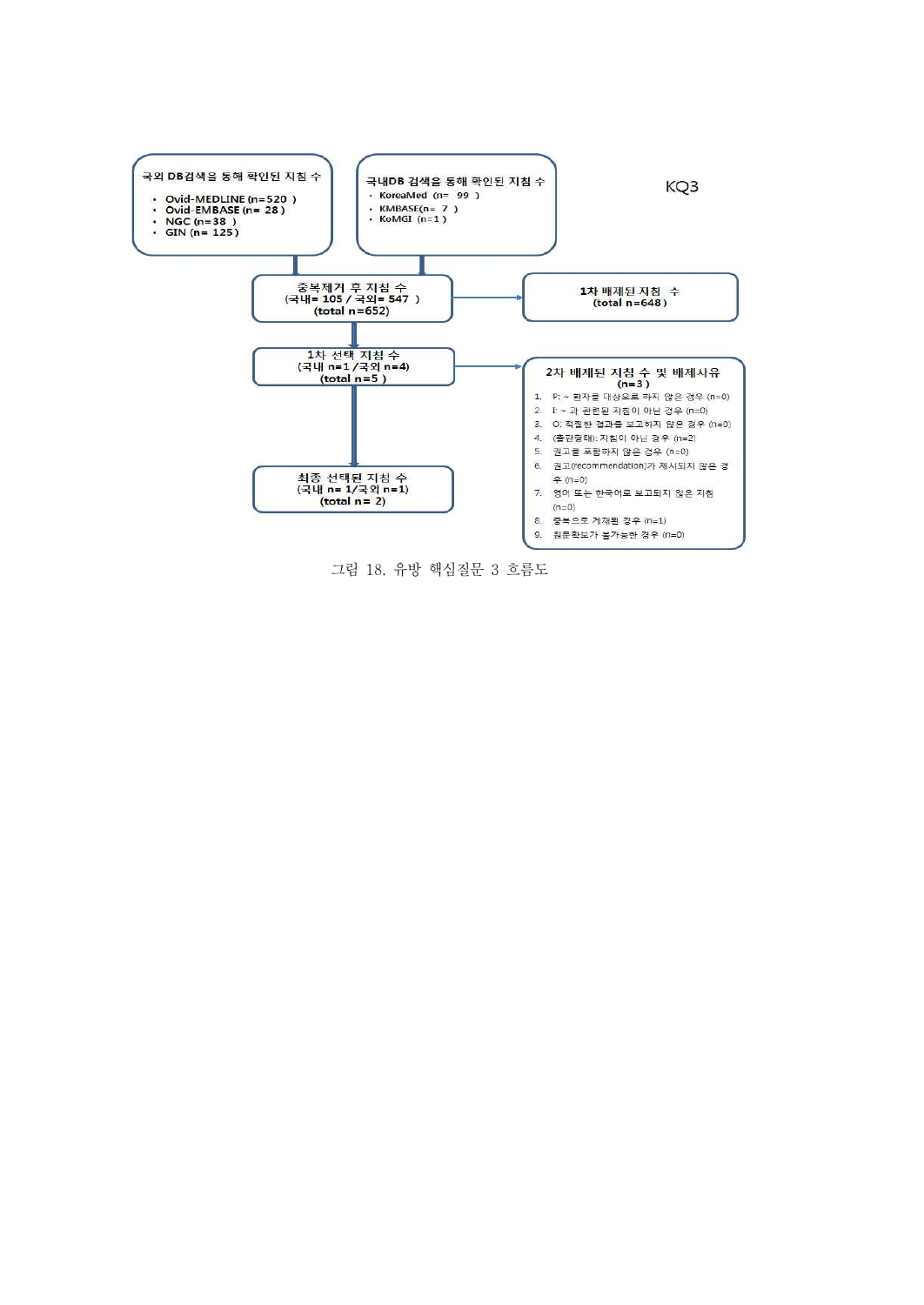KQ3

국외 DB검색을 통해 확인된 지침 수

- Ovid-MEDLINE (n=520 )
- Ovid-EMBASE (n= 28 )
- NGC (n=38 )
- GIN (n= 125 )

국내DB 검색을 통해 확인된 지침 수

- KoreaMed (n= 99 )
- KMBASE(n= 7 )
- KoMGI (n=1 )

중복제거 후 지침 수
(국내= 105 / 국외= 547 )
(total n=652)

1차 배제된 지침 수
(total n=648 )

1차 선택 지침 수
(국내 n=1 /국외 n=4)
(total n=5 )

2차 배제된 지침 수 및 배제사유
(n=3 )

1. P: ~ 환자를 대상으로 하지 않은 경우 (n=0)
2. I: ~ 과 관련된 지침이 아닌 경우 (n=0)
3. O: 적절한 결과를 보고하지 않은 경우 (n=0)
4. (출판형태): 지침이 아닌 경우 (n=2)
5. 권고를 포함하지 않은 경우 (n=0)
6. 권고(recommendation)가 제시되지 않은 경우 (n=0)
7. 영어 또는 한국어로 보고되지 않은 지침 (n=0)
8. 중복으로 게재된 경우 (n=1)
9. 원문확보가 불가능한 경우 (n=0)

최종 선택된 지침 수
(국내 n= 1/국외 n=1)
(total n= 2)

그림 18. 유방 핵심질문 3 흐름도